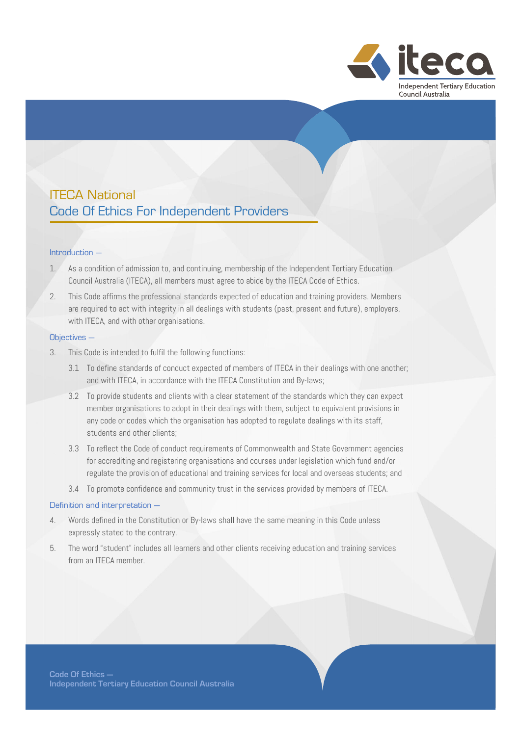# ITECA National
# Code Of Ethics For Independent Providers

## Introduction —

1. As a condition of admission to, and continuing, membership of the Independent Tertiary Education Council Australia (ITECA), all members must agree to abide by the ITECA Code of Ethics.

2. This Code affirms the professional standards expected of education and training providers. Members are required to act with integrity in all dealings with students (past, present and future), employers, with ITECA, and with other organisations.

## Objectives —

3. This Code is intended to fulfil the following functions:

   3.1 To define standards of conduct expected of members of ITECA in their dealings with one another; and with ITECA, in accordance with the ITECA Constitution and By-laws;

   3.2 To provide students and clients with a clear statement of the standards which they can expect member organisations to adopt in their dealings with them, subject to equivalent provisions in any code or codes which the organisation has adopted to regulate dealings with its staff, students and other clients;

   3.3 To reflect the Code of conduct requirements of Commonwealth and State Government agencies for accrediting and registering organisations and courses under legislation which fund and/or regulate the provision of educational and training services for local and overseas students; and

   3.4 To promote confidence and community trust in the services provided by members of ITECA.

## Definition and interpretation —

4. Words defined in the Constitution or By-laws shall have the same meaning in this Code unless expressly stated to the contrary.

5. The word "student" includes all learners and other clients receiving education and training services from an ITECA member.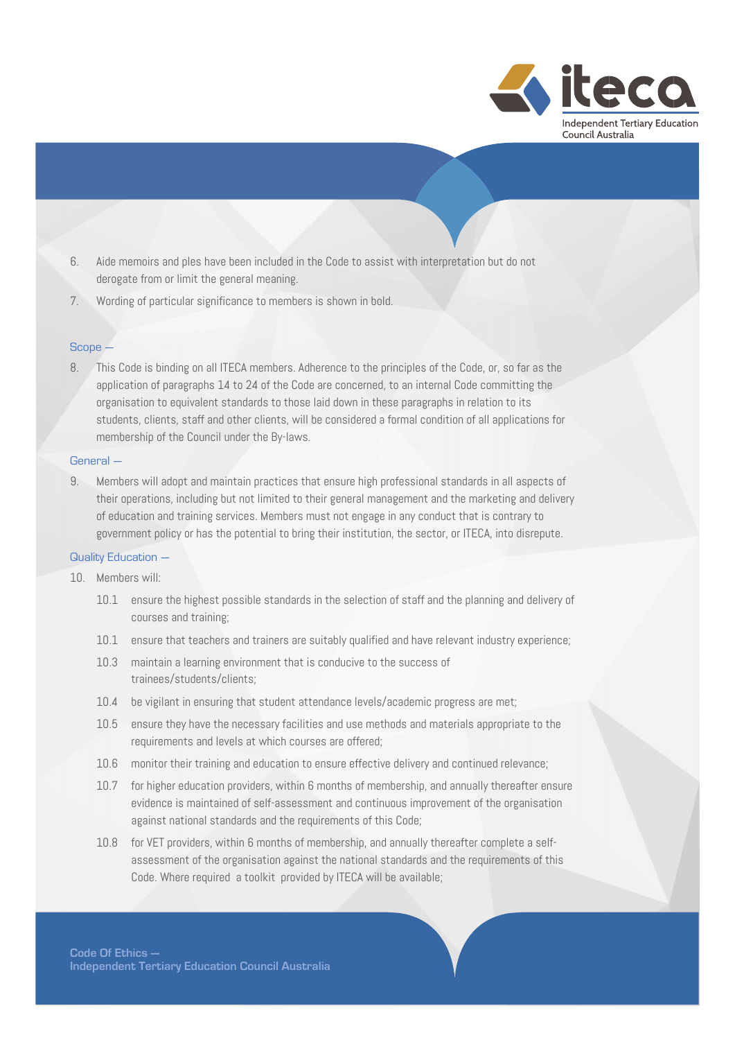6. Aide memoirs and ples have been included in the Code to assist with interpretation but do not derogate from or limit the general meaning.
7. Wording of particular significance to members is shown in bold.

### Scope —

8. This Code is binding on all ITECA members. Adherence to the principles of the Code, or, so far as the application of paragraphs 14 to 24 of the Code are concerned, to an internal Code committing the organisation to equivalent standards to those laid down in these paragraphs in relation to its students, clients, staff and other clients, will be considered a formal condition of all applications for membership of the Council under the By-laws.

### General —

9. Members will adopt and maintain practices that ensure high professional standards in all aspects of their operations, including but not limited to their general management and the marketing and delivery of education and training services. Members must not engage in any conduct that is contrary to government policy or has the potential to bring their institution, the sector, or ITECA, into disrepute.

### Quality Education —

10. Members will:

    10.1 ensure the highest possible standards in the selection of staff and the planning and delivery of courses and training;

    10.1 ensure that teachers and trainers are suitably qualified and have relevant industry experience;

    10.3 maintain a learning environment that is conducive to the success of trainees/students/clients;

    10.4 be vigilant in ensuring that student attendance levels/academic progress are met;

    10.5 ensure they have the necessary facilities and use methods and materials appropriate to the requirements and levels at which courses are offered;

    10.6 monitor their training and education to ensure effective delivery and continued relevance;

    10.7 for higher education providers, within 6 months of membership, and annually thereafter ensure evidence is maintained of self-assessment and continuous improvement of the organisation against national standards and the requirements of this Code;

    10.8 for VET providers, within 6 months of membership, and annually thereafter complete a self-assessment of the organisation against the national standards and the requirements of this Code. Where required a toolkit provided by ITECA will be available;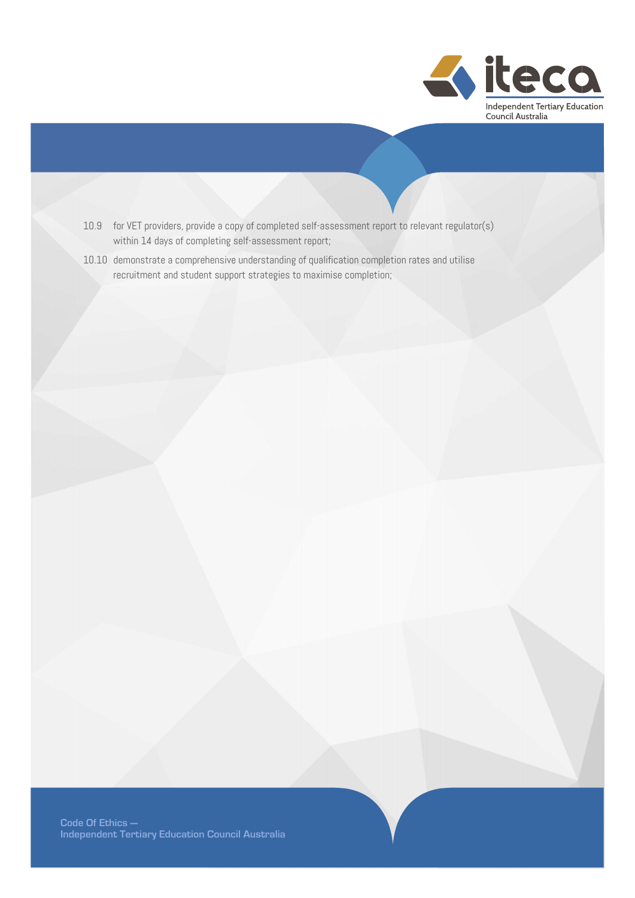10.9 for VET providers, provide a copy of completed self-assessment report to relevant regulator(s) within 14 days of completing self-assessment report;

10.10 demonstrate a comprehensive understanding of qualification completion rates and utilise recruitment and student support strategies to maximise completion;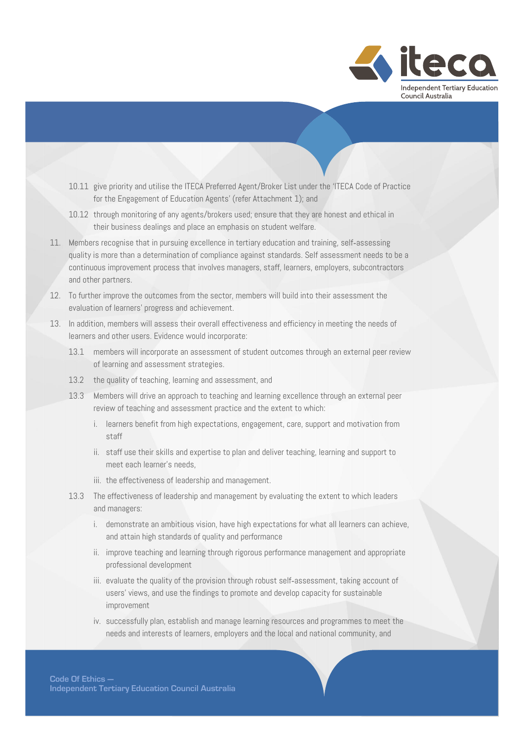10.11 give priority and utilise the ITECA Preferred Agent/Broker List under the 'ITECA Code of Practice for the Engagement of Education Agents' (refer Attachment 1); and

10.12 through monitoring of any agents/brokers used; ensure that they are honest and ethical in their business dealings and place an emphasis on student welfare.

11. Members recognise that in pursuing excellence in tertiary education and training, self-assessing quality is more than a determination of compliance against standards. Self assessment needs to be a continuous improvement process that involves managers, staff, learners, employers, subcontractors and other partners.

12. To further improve the outcomes from the sector, members will build into their assessment the evaluation of learners' progress and achievement.

13. In addition, members will assess their overall effectiveness and efficiency in meeting the needs of learners and other users. Evidence would incorporate:

    13.1 members will incorporate an assessment of student outcomes through an external peer review of learning and assessment strategies.

    13.2 the quality of teaching, learning and assessment, and

    13.3 Members will drive an approach to teaching and learning excellence through an external peer review of teaching and assessment practice and the extent to which:

    i. learners benefit from high expectations, engagement, care, support and motivation from staff

    ii. staff use their skills and expertise to plan and deliver teaching, learning and support to meet each learner's needs,

    iii. the effectiveness of leadership and management.

    13.3 The effectiveness of leadership and management by evaluating the extent to which leaders and managers:

    i. demonstrate an ambitious vision, have high expectations for what all learners can achieve, and attain high standards of quality and performance

    ii. improve teaching and learning through rigorous performance management and appropriate professional development

    iii. evaluate the quality of the provision through robust self-assessment, taking account of users' views, and use the findings to promote and develop capacity for sustainable improvement

    iv. successfully plan, establish and manage learning resources and programmes to meet the needs and interests of learners, employers and the local and national community, and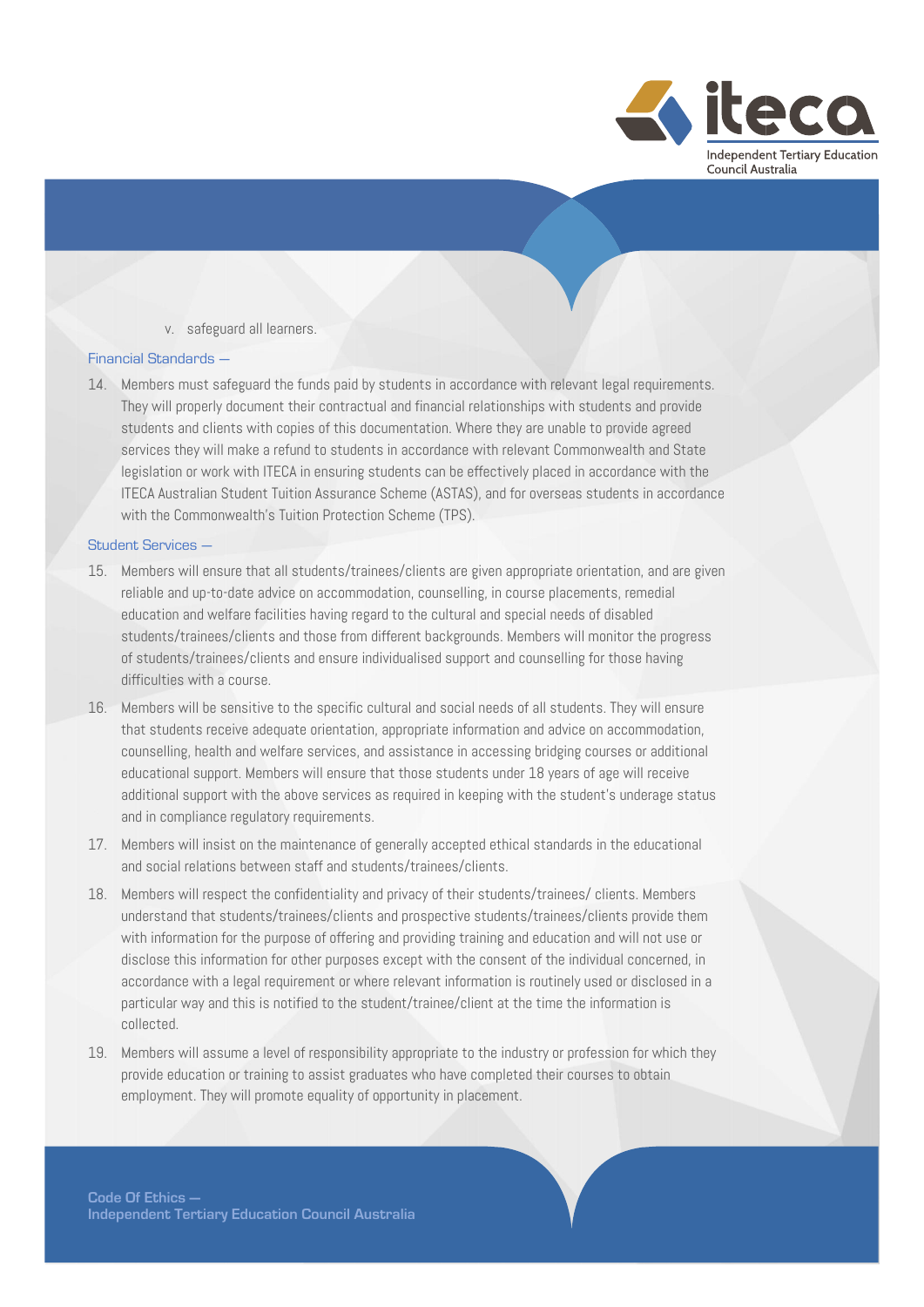v. safeguard all learners.

Financial Standards —

14. Members must safeguard the funds paid by students in accordance with relevant legal requirements. They will properly document their contractual and financial relationships with students and provide students and clients with copies of this documentation. Where they are unable to provide agreed services they will make a refund to students in accordance with relevant Commonwealth and State legislation or work with ITECA in ensuring students can be effectively placed in accordance with the ITECA Australian Student Tuition Assurance Scheme (ASTAS), and for overseas students in accordance with the Commonwealth's Tuition Protection Scheme (TPS).

Student Services —

15. Members will ensure that all students/trainees/clients are given appropriate orientation, and are given reliable and up-to-date advice on accommodation, counselling, in course placements, remedial education and welfare facilities having regard to the cultural and special needs of disabled students/trainees/clients and those from different backgrounds. Members will monitor the progress of students/trainees/clients and ensure individualised support and counselling for those having difficulties with a course.

16. Members will be sensitive to the specific cultural and social needs of all students. They will ensure that students receive adequate orientation, appropriate information and advice on accommodation, counselling, health and welfare services, and assistance in accessing bridging courses or additional educational support. Members will ensure that those students under 18 years of age will receive additional support with the above services as required in keeping with the student's underage status and in compliance regulatory requirements.

17. Members will insist on the maintenance of generally accepted ethical standards in the educational and social relations between staff and students/trainees/clients.

18. Members will respect the confidentiality and privacy of their students/trainees/ clients. Members understand that students/trainees/clients and prospective students/trainees/clients provide them with information for the purpose of offering and providing training and education and will not use or disclose this information for other purposes except with the consent of the individual concerned, in accordance with a legal requirement or where relevant information is routinely used or disclosed in a particular way and this is notified to the student/trainee/client at the time the information is collected.

19. Members will assume a level of responsibility appropriate to the industry or profession for which they provide education or training to assist graduates who have completed their courses to obtain employment. They will promote equality of opportunity in placement.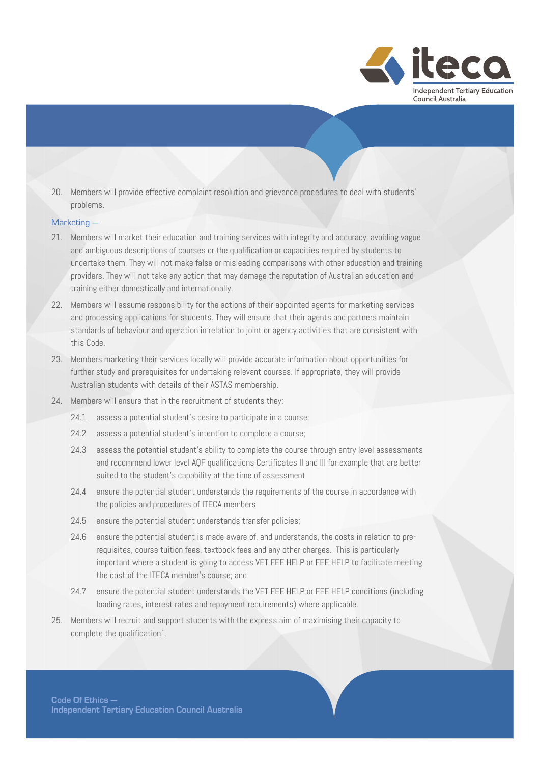20. Members will provide effective complaint resolution and grievance procedures to deal with students' problems.

Marketing —

21. Members will market their education and training services with integrity and accuracy, avoiding vague and ambiguous descriptions of courses or the qualification or capacities required by students to undertake them. They will not make false or misleading comparisons with other education and training providers. They will not take any action that may damage the reputation of Australian education and training either domestically and internationally.
22. Members will assume responsibility for the actions of their appointed agents for marketing services and processing applications for students. They will ensure that their agents and partners maintain standards of behaviour and operation in relation to joint or agency activities that are consistent with this Code.
23. Members marketing their services locally will provide accurate information about opportunities for further study and prerequisites for undertaking relevant courses. If appropriate, they will provide Australian students with details of their ASTAS membership.
24. Members will ensure that in the recruitment of students they:
    - 24.1 assess a potential student's desire to participate in a course;
    - 24.2 assess a potential student's intention to complete a course;
    - 24.3 assess the potential student's ability to complete the course through entry level assessments and recommend lower level AQF qualifications Certificates II and III for example that are better suited to the student's capability at the time of assessment
    - 24.4 ensure the potential student understands the requirements of the course in accordance with the policies and procedures of ITECA members
    - 24.5 ensure the potential student understands transfer policies;
    - 24.6 ensure the potential student is made aware of, and understands, the costs in relation to pre-requisites, course tuition fees, textbook fees and any other charges. This is particularly important where a student is going to access VET FEE HELP or FEE HELP to facilitate meeting the cost of the ITECA member's course; and
    - 24.7 ensure the potential student understands the VET FEE HELP or FEE HELP conditions (including loading rates, interest rates and repayment requirements) where applicable.
25. Members will recruit and support students with the express aim of maximising their capacity to complete the qualification`.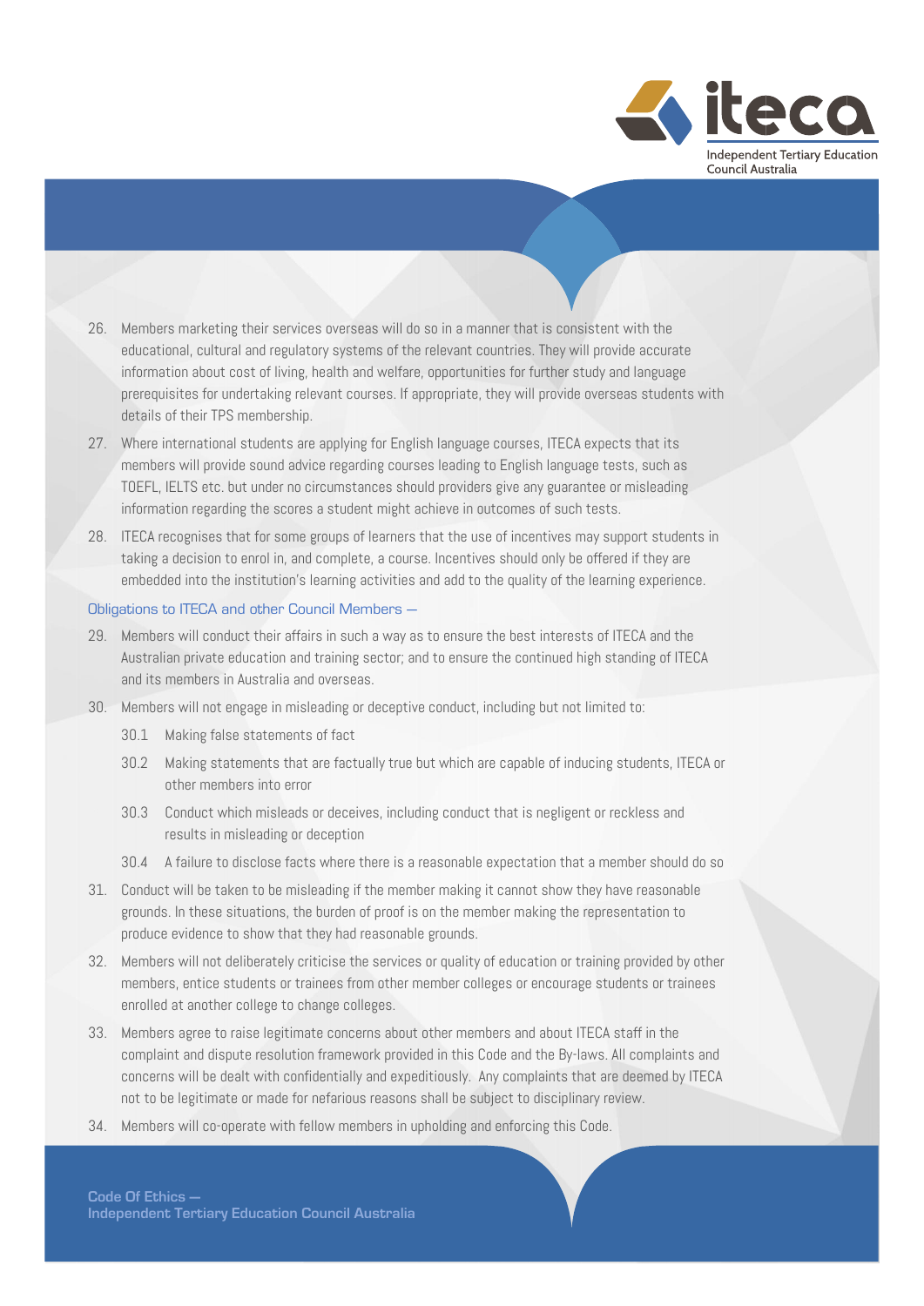26. Members marketing their services overseas will do so in a manner that is consistent with the educational, cultural and regulatory systems of the relevant countries. They will provide accurate information about cost of living, health and welfare, opportunities for further study and language prerequisites for undertaking relevant courses. If appropriate, they will provide overseas students with details of their TPS membership.

27. Where international students are applying for English language courses, ITECA expects that its members will provide sound advice regarding courses leading to English language tests, such as TOEFL, IELTS etc. but under no circumstances should providers give any guarantee or misleading information regarding the scores a student might achieve in outcomes of such tests.

28. ITECA recognises that for some groups of learners that the use of incentives may support students in taking a decision to enrol in, and complete, a course. Incentives should only be offered if they are embedded into the institution's learning activities and add to the quality of the learning experience.

### Obligations to ITECA and other Council Members —

29. Members will conduct their affairs in such a way as to ensure the best interests of ITECA and the Australian private education and training sector; and to ensure the continued high standing of ITECA and its members in Australia and overseas.

30. Members will not engage in misleading or deceptive conduct, including but not limited to:

    30.1 Making false statements of fact

    30.2 Making statements that are factually true but which are capable of inducing students, ITECA or other members into error

    30.3 Conduct which misleads or deceives, including conduct that is negligent or reckless and results in misleading or deception

    30.4 A failure to disclose facts where there is a reasonable expectation that a member should do so

31. Conduct will be taken to be misleading if the member making it cannot show they have reasonable grounds. In these situations, the burden of proof is on the member making the representation to produce evidence to show that they had reasonable grounds.

32. Members will not deliberately criticise the services or quality of education or training provided by other members, entice students or trainees from other member colleges or encourage students or trainees enrolled at another college to change colleges.

33. Members agree to raise legitimate concerns about other members and about ITECA staff in the complaint and dispute resolution framework provided in this Code and the By-laws. All complaints and concerns will be dealt with confidentially and expeditiously. Any complaints that are deemed by ITECA not to be legitimate or made for nefarious reasons shall be subject to disciplinary review.

34. Members will co-operate with fellow members in upholding and enforcing this Code.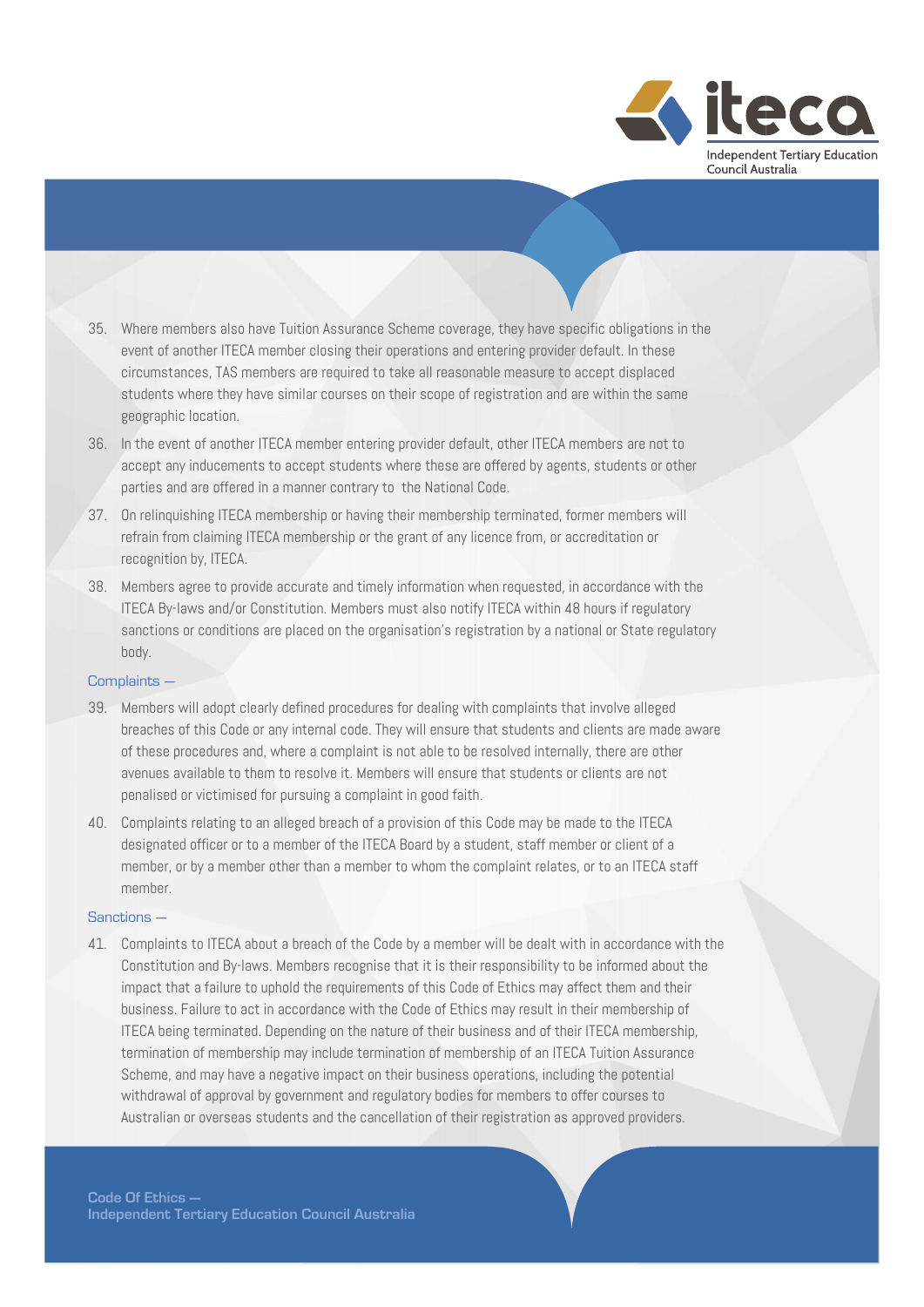35. Where members also have Tuition Assurance Scheme coverage, they have specific obligations in the event of another ITECA member closing their operations and entering provider default. In these circumstances, TAS members are required to take all reasonable measure to accept displaced students where they have similar courses on their scope of registration and are within the same geographic location.
36. In the event of another ITECA member entering provider default, other ITECA members are not to accept any inducements to accept students where these are offered by agents, students or other parties and are offered in a manner contrary to the National Code.
37. On relinquishing ITECA membership or having their membership terminated, former members will refrain from claiming ITECA membership or the grant of any licence from, or accreditation or recognition by, ITECA.
38. Members agree to provide accurate and timely information when requested, in accordance with the ITECA By-laws and/or Constitution. Members must also notify ITECA within 48 hours if regulatory sanctions or conditions are placed on the organisation's registration by a national or State regulatory body.

## Complaints —

39. Members will adopt clearly defined procedures for dealing with complaints that involve alleged breaches of this Code or any internal code. They will ensure that students and clients are made aware of these procedures and, where a complaint is not able to be resolved internally, there are other avenues available to them to resolve it. Members will ensure that students or clients are not penalised or victimised for pursuing a complaint in good faith.
40. Complaints relating to an alleged breach of a provision of this Code may be made to the ITECA designated officer or to a member of the ITECA Board by a student, staff member or client of a member, or by a member other than a member to whom the complaint relates, or to an ITECA staff member.

## Sanctions —

41. Complaints to ITECA about a breach of the Code by a member will be dealt with in accordance with the Constitution and By-laws. Members recognise that it is their responsibility to be informed about the impact that a failure to uphold the requirements of this Code of Ethics may affect them and their business. Failure to act in accordance with the Code of Ethics may result in their membership of ITECA being terminated. Depending on the nature of their business and of their ITECA membership, termination of membership may include termination of membership of an ITECA Tuition Assurance Scheme, and may have a negative impact on their business operations, including the potential withdrawal of approval by government and regulatory bodies for members to offer courses to Australian or overseas students and the cancellation of their registration as approved providers.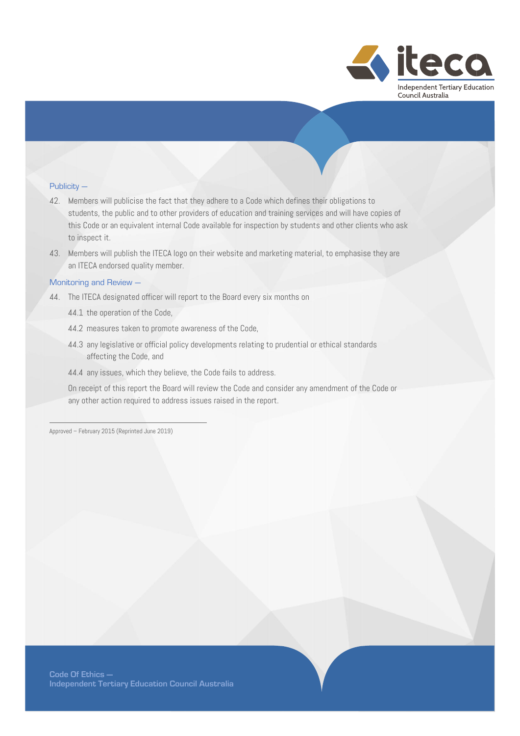### Publicity —

42. Members will publicise the fact that they adhere to a Code which defines their obligations to students, the public and to other providers of education and training services and will have copies of this Code or an equivalent internal Code available for inspection by students and other clients who ask to inspect it.

43. Members will publish the ITECA logo on their website and marketing material, to emphasise they are an ITECA endorsed quality member.

### Monitoring and Review —

44. The ITECA designated officer will report to the Board every six months on

    44.1 the operation of the Code,

    44.2 measures taken to promote awareness of the Code,

    44.3 any legislative or official policy developments relating to prudential or ethical standards affecting the Code, and

    44.4 any issues, which they believe, the Code fails to address.

    On receipt of this report the Board will review the Code and consider any amendment of the Code or any other action required to address issues raised in the report.

---

Approved – February 2015 (Reprinted June 2019)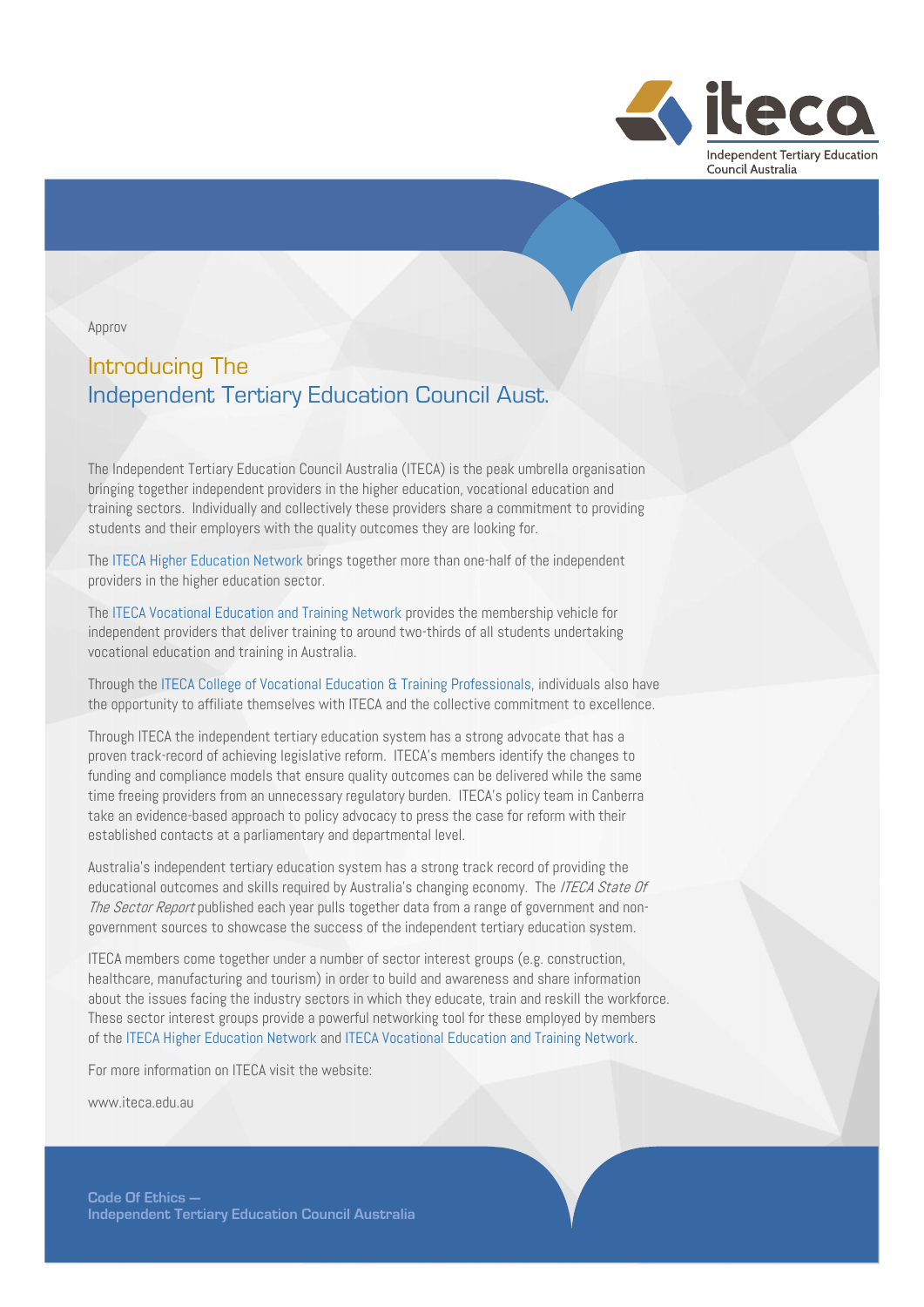Approv

# Introducing The
# Independent Tertiary Education Council Aust.

The Independent Tertiary Education Council Australia (ITECA) is the peak umbrella organisation bringing together independent providers in the higher education, vocational education and training sectors. Individually and collectively these providers share a commitment to providing students and their employers with the quality outcomes they are looking for.

The ITECA Higher Education Network brings together more than one-half of the independent providers in the higher education sector.

The ITECA Vocational Education and Training Network provides the membership vehicle for independent providers that deliver training to around two-thirds of all students undertaking vocational education and training in Australia.

Through the ITECA College of Vocational Education & Training Professionals, individuals also have the opportunity to affiliate themselves with ITECA and the collective commitment to excellence.

Through ITECA the independent tertiary education system has a strong advocate that has a proven track-record of achieving legislative reform. ITECA's members identify the changes to funding and compliance models that ensure quality outcomes can be delivered while the same time freeing providers from an unnecessary regulatory burden. ITECA's policy team in Canberra take an evidence-based approach to policy advocacy to press the case for reform with their established contacts at a parliamentary and departmental level.

Australia's independent tertiary education system has a strong track record of providing the educational outcomes and skills required by Australia's changing economy. The *ITECA State Of The Sector Report* published each year pulls together data from a range of government and non-government sources to showcase the success of the independent tertiary education system.

ITECA members come together under a number of sector interest groups (e.g. construction, healthcare, manufacturing and tourism) in order to build and awareness and share information about the issues facing the industry sectors in which they educate, train and reskill the workforce. These sector interest groups provide a powerful networking tool for these employed by members of the ITECA Higher Education Network and ITECA Vocational Education and Training Network.

For more information on ITECA visit the website:

www.iteca.edu.au